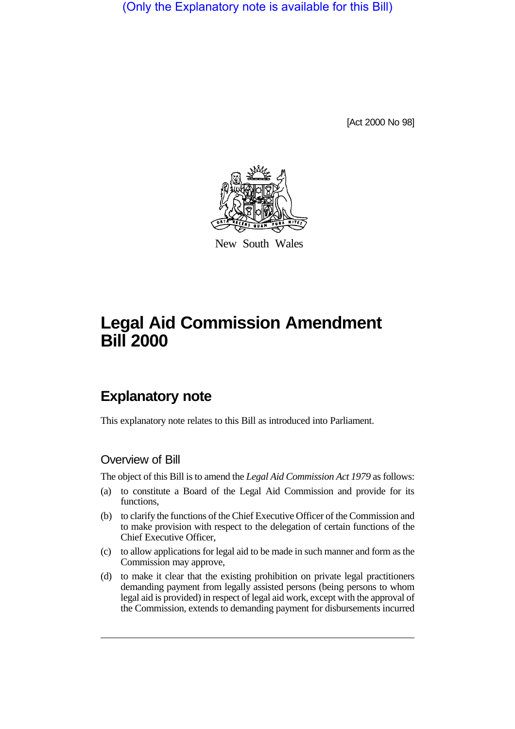(Only the Explanatory note is available for this Bill)

[Act 2000 No 98]

New South Wales

# Legal Aid Commission Amendment Bill 2000

## Explanatory note

This explanatory note relates to this Bill as introduced into Parliament.

### Overview of Bill

The object of this Bill is to amend the *Legal Aid Commission Act 1979* as follows:

(a) to constitute a Board of the Legal Aid Commission and provide for its functions,

(b) to clarify the functions of the Chief Executive Officer of the Commission and to make provision with respect to the delegation of certain functions of the Chief Executive Officer,

(c) to allow applications for legal aid to be made in such manner and form as the Commission may approve,

(d) to make it clear that the existing prohibition on private legal practitioners demanding payment from legally assisted persons (being persons to whom legal aid is provided) in respect of legal aid work, except with the approval of the Commission, extends to demanding payment for disbursements incurred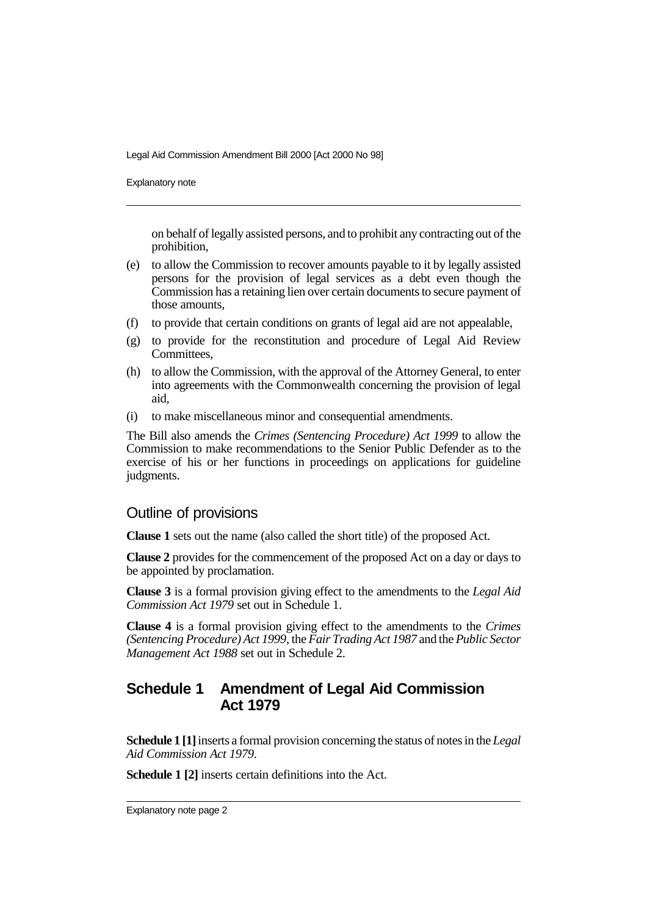on behalf of legally assisted persons, and to prohibit any contracting out of the prohibition,

(e) to allow the Commission to recover amounts payable to it by legally assisted persons for the provision of legal services as a debt even though the Commission has a retaining lien over certain documents to secure payment of those amounts,

(f) to provide that certain conditions on grants of legal aid are not appealable,

(g) to provide for the reconstitution and procedure of Legal Aid Review Committees,

(h) to allow the Commission, with the approval of the Attorney General, to enter into agreements with the Commonwealth concerning the provision of legal aid,

(i) to make miscellaneous minor and consequential amendments.

The Bill also amends the *Crimes (Sentencing Procedure) Act 1999* to allow the Commission to make recommendations to the Senior Public Defender as to the exercise of his or her functions in proceedings on applications for guideline judgments.

## Outline of provisions

**Clause 1** sets out the name (also called the short title) of the proposed Act.

**Clause 2** provides for the commencement of the proposed Act on a day or days to be appointed by proclamation.

**Clause 3** is a formal provision giving effect to the amendments to the *Legal Aid Commission Act 1979* set out in Schedule 1.

**Clause 4** is a formal provision giving effect to the amendments to the *Crimes (Sentencing Procedure) Act 1999*, the *Fair Trading Act 1987* and the *Public Sector Management Act 1988* set out in Schedule 2.

## Schedule 1 Amendment of Legal Aid Commission Act 1979

**Schedule 1 [1]** inserts a formal provision concerning the status of notes in the *Legal Aid Commission Act 1979*.

**Schedule 1 [2]** inserts certain definitions into the Act.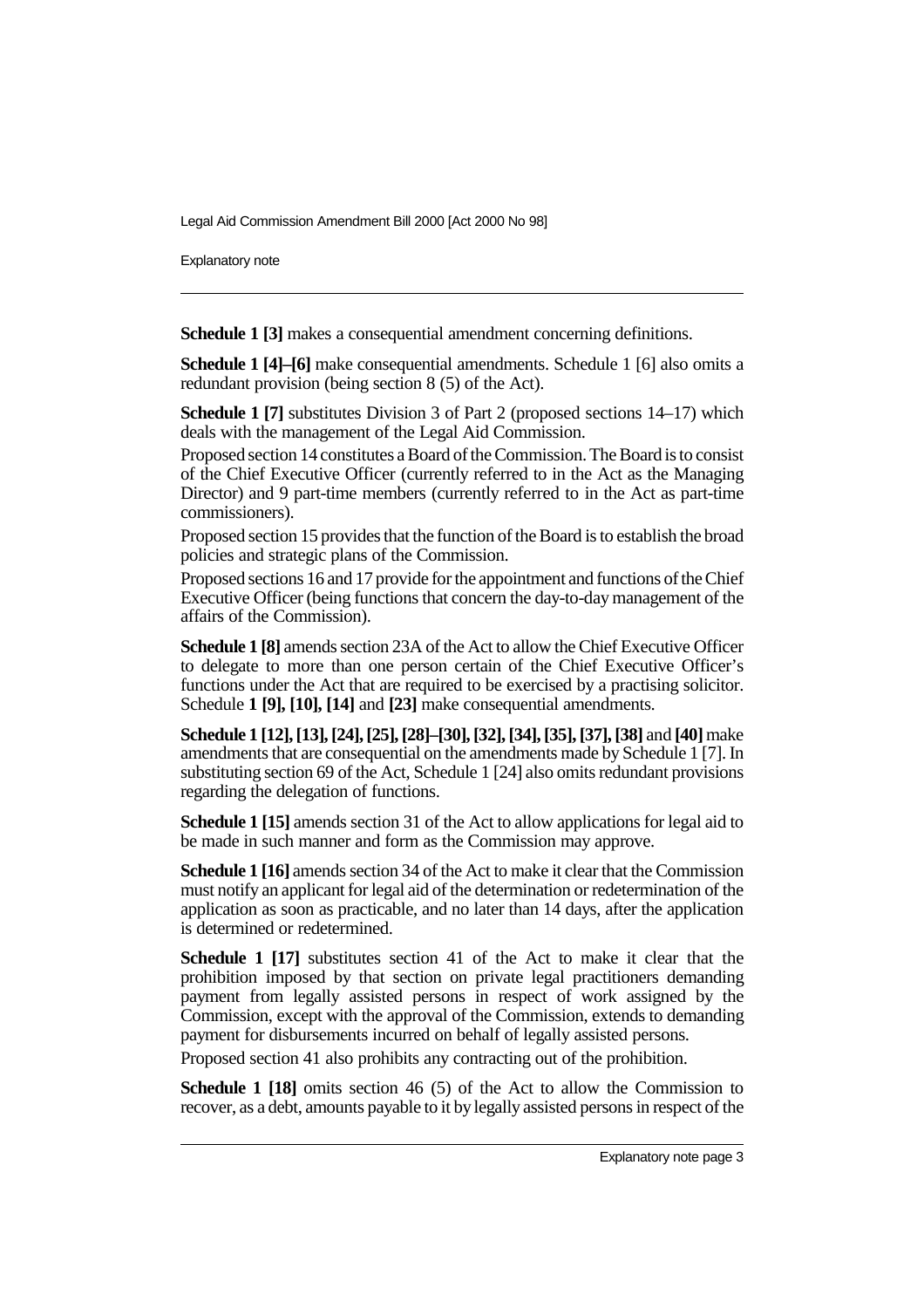**Schedule 1 [3]** makes a consequential amendment concerning definitions.

**Schedule 1 [4]–[6]** make consequential amendments. Schedule 1 [6] also omits a redundant provision (being section 8 (5) of the Act).

**Schedule 1 [7]** substitutes Division 3 of Part 2 (proposed sections 14–17) which deals with the management of the Legal Aid Commission.

Proposed section 14 constitutes a Board of the Commission. The Board is to consist of the Chief Executive Officer (currently referred to in the Act as the Managing Director) and 9 part-time members (currently referred to in the Act as part-time commissioners).

Proposed section 15 provides that the function of the Board is to establish the broad policies and strategic plans of the Commission.

Proposed sections 16 and 17 provide for the appointment and functions of the Chief Executive Officer (being functions that concern the day-to-day management of the affairs of the Commission).

**Schedule 1 [8]** amends section 23A of the Act to allow the Chief Executive Officer to delegate to more than one person certain of the Chief Executive Officer's functions under the Act that are required to be exercised by a practising solicitor. Schedule **1 [9], [10], [14]** and **[23]** make consequential amendments.

**Schedule 1 [12], [13], [24], [25], [28]–[30], [32], [34], [35], [37], [38]** and **[40]** make amendments that are consequential on the amendments made by Schedule 1 [7]. In substituting section 69 of the Act, Schedule 1 [24] also omits redundant provisions regarding the delegation of functions.

**Schedule 1 [15]** amends section 31 of the Act to allow applications for legal aid to be made in such manner and form as the Commission may approve.

**Schedule 1 [16]** amends section 34 of the Act to make it clear that the Commission must notify an applicant for legal aid of the determination or redetermination of the application as soon as practicable, and no later than 14 days, after the application is determined or redetermined.

**Schedule 1 [17]** substitutes section 41 of the Act to make it clear that the prohibition imposed by that section on private legal practitioners demanding payment from legally assisted persons in respect of work assigned by the Commission, except with the approval of the Commission, extends to demanding payment for disbursements incurred on behalf of legally assisted persons.

Proposed section 41 also prohibits any contracting out of the prohibition.

**Schedule 1 [18]** omits section 46 (5) of the Act to allow the Commission to recover, as a debt, amounts payable to it by legally assisted persons in respect of the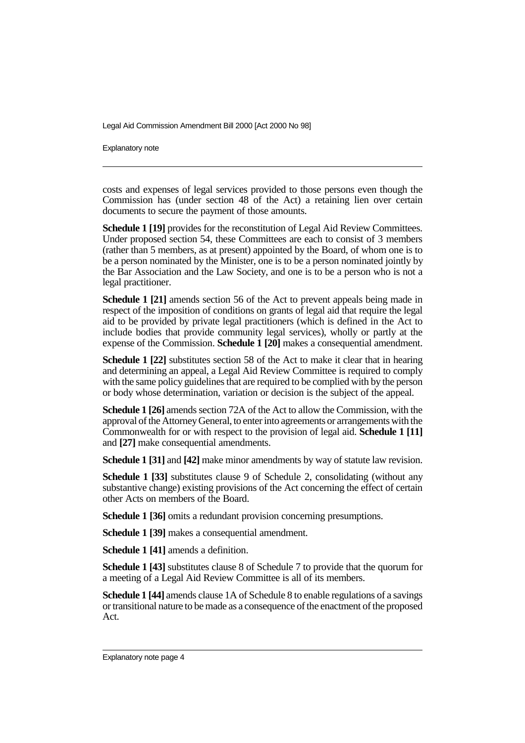costs and expenses of legal services provided to those persons even though the Commission has (under section 48 of the Act) a retaining lien over certain documents to secure the payment of those amounts.

**Schedule 1 [19]** provides for the reconstitution of Legal Aid Review Committees. Under proposed section 54, these Committees are each to consist of 3 members (rather than 5 members, as at present) appointed by the Board, of whom one is to be a person nominated by the Minister, one is to be a person nominated jointly by the Bar Association and the Law Society, and one is to be a person who is not a legal practitioner.

**Schedule 1 [21]** amends section 56 of the Act to prevent appeals being made in respect of the imposition of conditions on grants of legal aid that require the legal aid to be provided by private legal practitioners (which is defined in the Act to include bodies that provide community legal services), wholly or partly at the expense of the Commission. **Schedule 1 [20]** makes a consequential amendment.

**Schedule 1 [22]** substitutes section 58 of the Act to make it clear that in hearing and determining an appeal, a Legal Aid Review Committee is required to comply with the same policy guidelines that are required to be complied with by the person or body whose determination, variation or decision is the subject of the appeal.

**Schedule 1 [26]** amends section 72A of the Act to allow the Commission, with the approval of the Attorney General, to enter into agreements or arrangements with the Commonwealth for or with respect to the provision of legal aid. **Schedule 1 [11]** and **[27]** make consequential amendments.

**Schedule 1 [31]** and **[42]** make minor amendments by way of statute law revision.

**Schedule 1 [33]** substitutes clause 9 of Schedule 2, consolidating (without any substantive change) existing provisions of the Act concerning the effect of certain other Acts on members of the Board.

**Schedule 1 [36]** omits a redundant provision concerning presumptions.

**Schedule 1 [39]** makes a consequential amendment.

**Schedule 1 [41]** amends a definition.

**Schedule 1 [43]** substitutes clause 8 of Schedule 7 to provide that the quorum for a meeting of a Legal Aid Review Committee is all of its members.

**Schedule 1 [44]** amends clause 1A of Schedule 8 to enable regulations of a savings or transitional nature to be made as a consequence of the enactment of the proposed Act.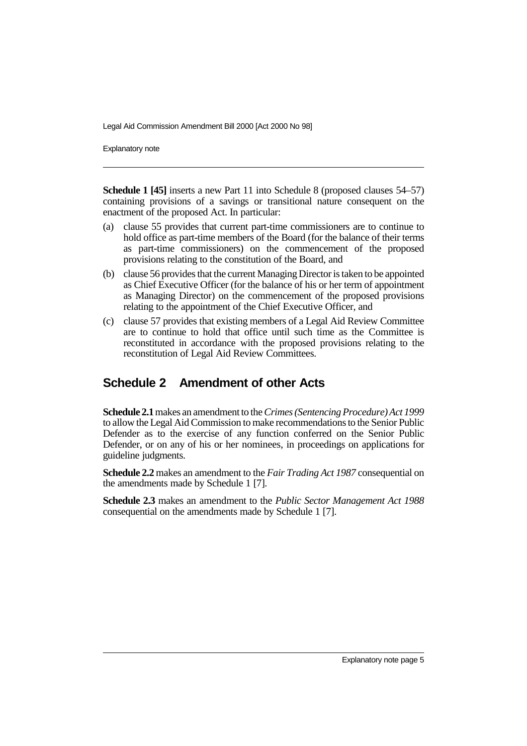**Schedule 1 [45]** inserts a new Part 11 into Schedule 8 (proposed clauses 54–57) containing provisions of a savings or transitional nature consequent on the enactment of the proposed Act. In particular:

(a) clause 55 provides that current part-time commissioners are to continue to hold office as part-time members of the Board (for the balance of their terms as part-time commissioners) on the commencement of the proposed provisions relating to the constitution of the Board, and

(b) clause 56 provides that the current Managing Director is taken to be appointed as Chief Executive Officer (for the balance of his or her term of appointment as Managing Director) on the commencement of the proposed provisions relating to the appointment of the Chief Executive Officer, and

(c) clause 57 provides that existing members of a Legal Aid Review Committee are to continue to hold that office until such time as the Committee is reconstituted in accordance with the proposed provisions relating to the reconstitution of Legal Aid Review Committees.

## Schedule 2 Amendment of other Acts

**Schedule 2.1** makes an amendment to the *Crimes (Sentencing Procedure) Act 1999* to allow the Legal Aid Commission to make recommendations to the Senior Public Defender as to the exercise of any function conferred on the Senior Public Defender, or on any of his or her nominees, in proceedings on applications for guideline judgments.

**Schedule 2.2** makes an amendment to the *Fair Trading Act 1987* consequential on the amendments made by Schedule 1 [7].

**Schedule 2.3** makes an amendment to the *Public Sector Management Act 1988* consequential on the amendments made by Schedule 1 [7].